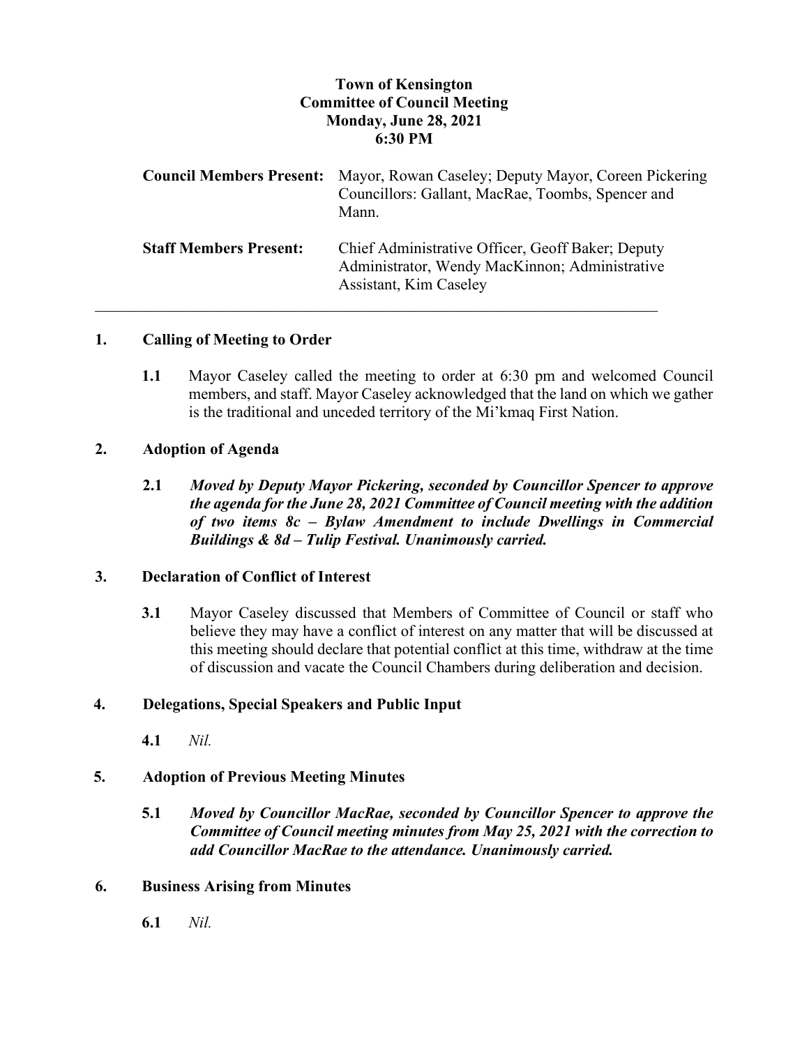**Town of Kensington**
**Committee of Council Meeting**
**Monday, June 28, 2021**
**6:30 PM**

| | |
|---|---|
| **Council Members Present:** | Mayor, Rowan Caseley; Deputy Mayor, Coreen Pickering Councillors: Gallant, MacRae, Toombs, Spencer and Mann. |
| **Staff Members Present:** | Chief Administrative Officer, Geoff Baker; Deputy Administrator, Wendy MacKinnon; Administrative Assistant, Kim Caseley |

---

## 1. Calling of Meeting to Order

**1.1** Mayor Caseley called the meeting to order at 6:30 pm and welcomed Council members, and staff. Mayor Caseley acknowledged that the land on which we gather is the traditional and unceded territory of the Mi'kmaq First Nation.

## 2. Adoption of Agenda

**2.1** ***Moved by Deputy Mayor Pickering, seconded by Councillor Spencer to approve the agenda for the June 28, 2021 Committee of Council meeting with the addition of two items 8c – Bylaw Amendment to include Dwellings in Commercial Buildings & 8d – Tulip Festival. Unanimously carried.***

## 3. Declaration of Conflict of Interest

**3.1** Mayor Caseley discussed that Members of Committee of Council or staff who believe they may have a conflict of interest on any matter that will be discussed at this meeting should declare that potential conflict at this time, withdraw at the time of discussion and vacate the Council Chambers during deliberation and decision.

## 4. Delegations, Special Speakers and Public Input

**4.1** *Nil.*

## 5. Adoption of Previous Meeting Minutes

**5.1** ***Moved by Councillor MacRae, seconded by Councillor Spencer to approve the Committee of Council meeting minutes from May 25, 2021 with the correction to add Councillor MacRae to the attendance. Unanimously carried.***

## 6. Business Arising from Minutes

**6.1** *Nil.*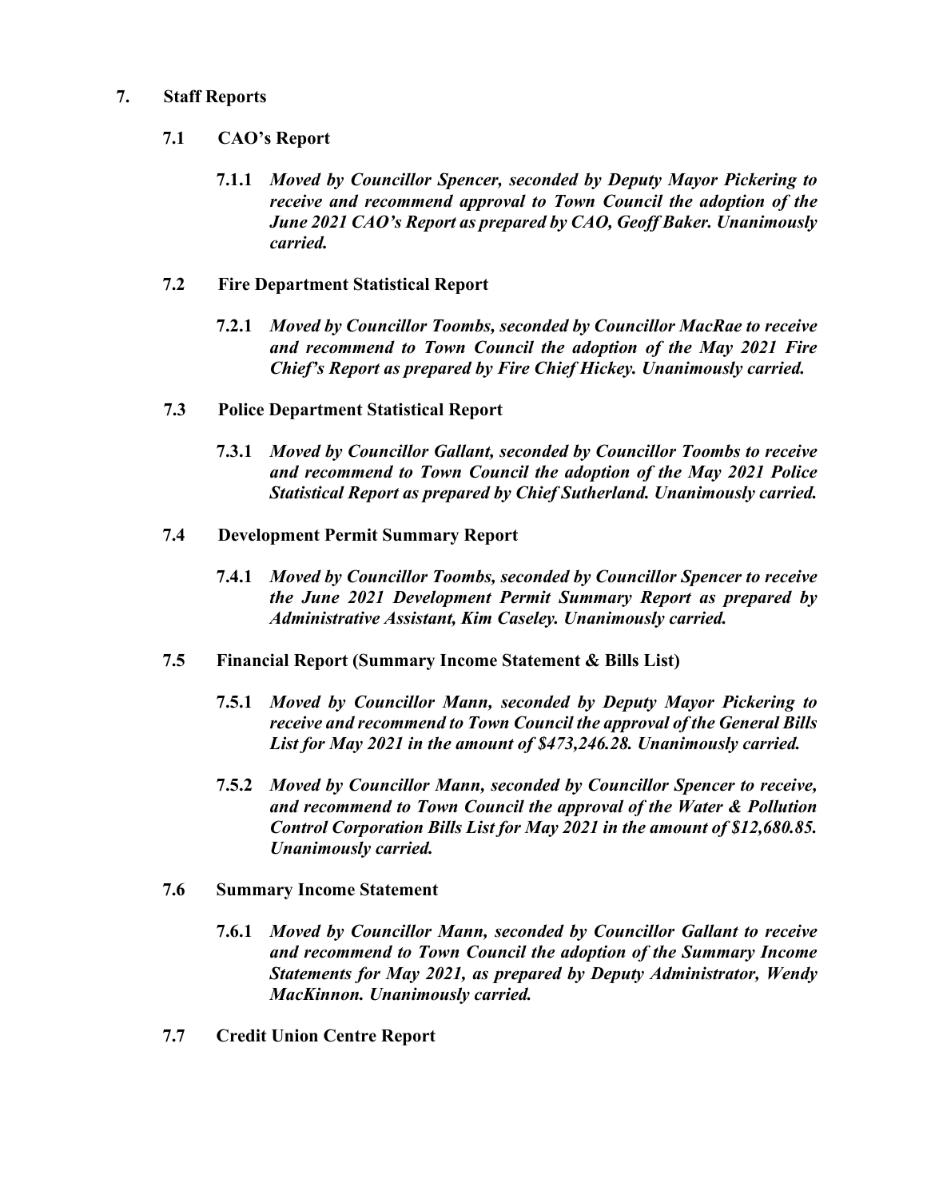## 7. Staff Reports

### 7.1 CAO's Report

**7.1.1** ***Moved by Councillor Spencer, seconded by Deputy Mayor Pickering to receive and recommend approval to Town Council the adoption of the June 2021 CAO's Report as prepared by CAO, Geoff Baker. Unanimously carried.***

### 7.2 Fire Department Statistical Report

**7.2.1** ***Moved by Councillor Toombs, seconded by Councillor MacRae to receive and recommend to Town Council the adoption of the May 2021 Fire Chief's Report as prepared by Fire Chief Hickey. Unanimously carried.***

### 7.3 Police Department Statistical Report

**7.3.1** ***Moved by Councillor Gallant, seconded by Councillor Toombs to receive and recommend to Town Council the adoption of the May 2021 Police Statistical Report as prepared by Chief Sutherland. Unanimously carried.***

### 7.4 Development Permit Summary Report

**7.4.1** ***Moved by Councillor Toombs, seconded by Councillor Spencer to receive the June 2021 Development Permit Summary Report as prepared by Administrative Assistant, Kim Caseley. Unanimously carried.***

### 7.5 Financial Report (Summary Income Statement & Bills List)

**7.5.1** ***Moved by Councillor Mann, seconded by Deputy Mayor Pickering to receive and recommend to Town Council the approval of the General Bills List for May 2021 in the amount of $473,246.28. Unanimously carried.***

**7.5.2** ***Moved by Councillor Mann, seconded by Councillor Spencer to receive, and recommend to Town Council the approval of the Water & Pollution Control Corporation Bills List for May 2021 in the amount of $12,680.85. Unanimously carried.***

### 7.6 Summary Income Statement

**7.6.1** ***Moved by Councillor Mann, seconded by Councillor Gallant to receive and recommend to Town Council the adoption of the Summary Income Statements for May 2021, as prepared by Deputy Administrator, Wendy MacKinnon. Unanimously carried.***

### 7.7 Credit Union Centre Report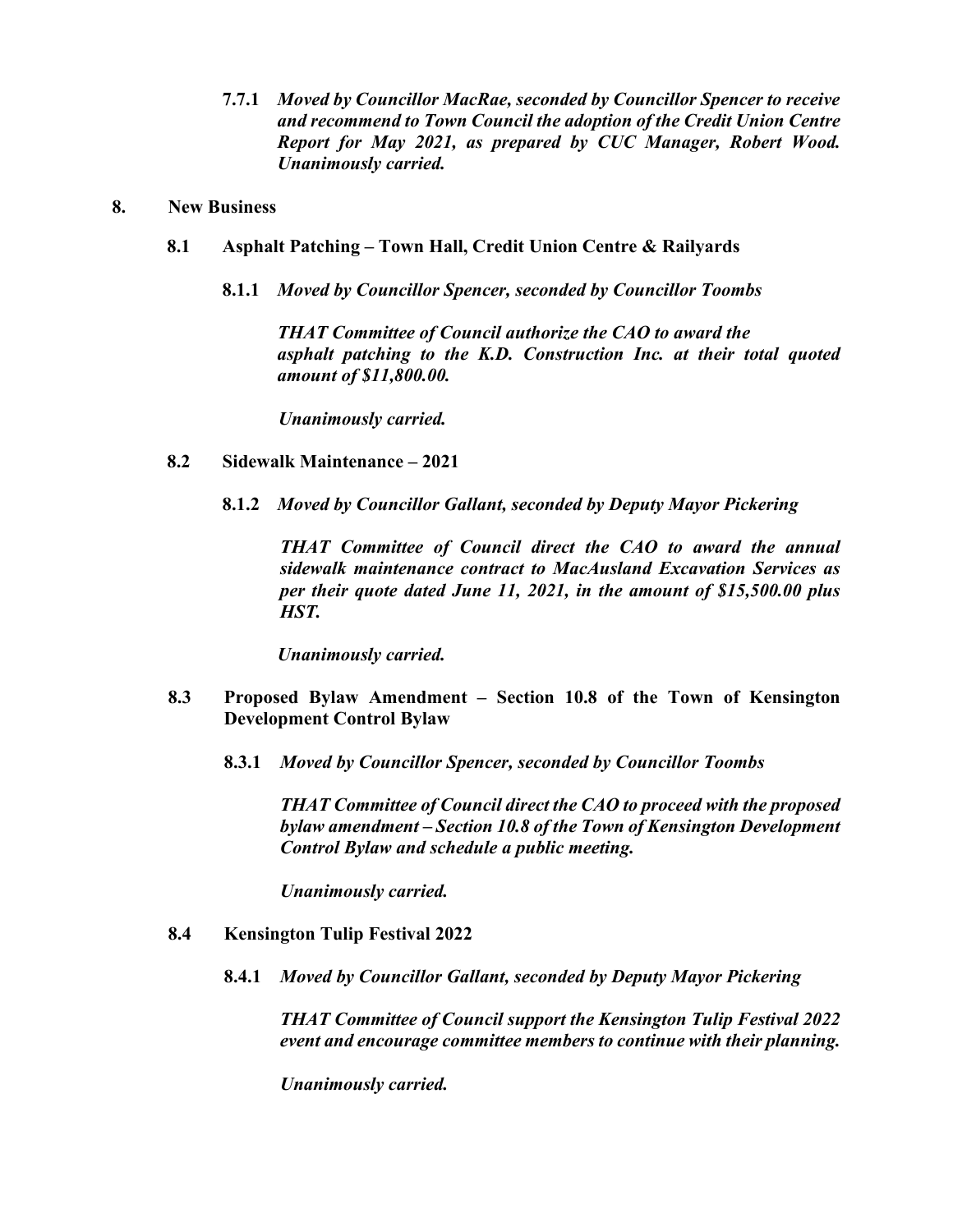**7.7.1** ***Moved by Councillor MacRae, seconded by Councillor Spencer to receive and recommend to Town Council the adoption of the Credit Union Centre Report for May 2021, as prepared by CUC Manager, Robert Wood. Unanimously carried.***

## 8. New Business

### 8.1 Asphalt Patching – Town Hall, Credit Union Centre & Railyards

**8.1.1** ***Moved by Councillor Spencer, seconded by Councillor Toombs***

***THAT Committee of Council authorize the CAO to award the asphalt patching to the K.D. Construction Inc. at their total quoted amount of $11,800.00.***

***Unanimously carried.***

### 8.2 Sidewalk Maintenance – 2021

**8.1.2** ***Moved by Councillor Gallant, seconded by Deputy Mayor Pickering***

***THAT Committee of Council direct the CAO to award the annual sidewalk maintenance contract to MacAusland Excavation Services as per their quote dated June 11, 2021, in the amount of $15,500.00 plus HST.***

***Unanimously carried.***

### 8.3 Proposed Bylaw Amendment – Section 10.8 of the Town of Kensington Development Control Bylaw

**8.3.1** ***Moved by Councillor Spencer, seconded by Councillor Toombs***

***THAT Committee of Council direct the CAO to proceed with the proposed bylaw amendment – Section 10.8 of the Town of Kensington Development Control Bylaw and schedule a public meeting.***

***Unanimously carried.***

### 8.4 Kensington Tulip Festival 2022

**8.4.1** ***Moved by Councillor Gallant, seconded by Deputy Mayor Pickering***

***THAT Committee of Council support the Kensington Tulip Festival 2022 event and encourage committee members to continue with their planning.***

***Unanimously carried.***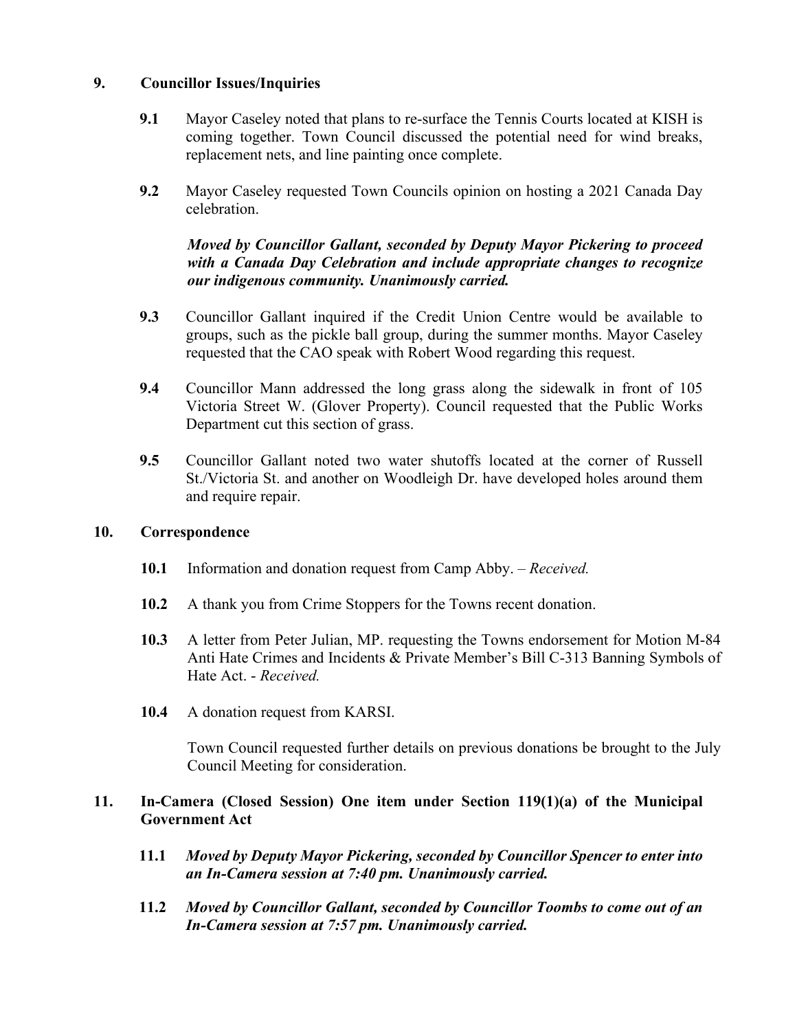## 9. Councillor Issues/Inquiries

**9.1** Mayor Caseley noted that plans to re-surface the Tennis Courts located at KISH is coming together. Town Council discussed the potential need for wind breaks, replacement nets, and line painting once complete.

**9.2** Mayor Caseley requested Town Councils opinion on hosting a 2021 Canada Day celebration.

***Moved by Councillor Gallant, seconded by Deputy Mayor Pickering to proceed with a Canada Day Celebration and include appropriate changes to recognize our indigenous community. Unanimously carried.***

**9.3** Councillor Gallant inquired if the Credit Union Centre would be available to groups, such as the pickle ball group, during the summer months. Mayor Caseley requested that the CAO speak with Robert Wood regarding this request.

**9.4** Councillor Mann addressed the long grass along the sidewalk in front of 105 Victoria Street W. (Glover Property). Council requested that the Public Works Department cut this section of grass.

**9.5** Councillor Gallant noted two water shutoffs located at the corner of Russell St./Victoria St. and another on Woodleigh Dr. have developed holes around them and require repair.

## 10. Correspondence

**10.1** Information and donation request from Camp Abby. – *Received.*

**10.2** A thank you from Crime Stoppers for the Towns recent donation.

**10.3** A letter from Peter Julian, MP. requesting the Towns endorsement for Motion M-84 Anti Hate Crimes and Incidents & Private Member's Bill C-313 Banning Symbols of Hate Act. - *Received.*

**10.4** A donation request from KARSI.

Town Council requested further details on previous donations be brought to the July Council Meeting for consideration.

## 11. In-Camera (Closed Session) One item under Section 119(1)(a) of the Municipal Government Act

**11.1** ***Moved by Deputy Mayor Pickering, seconded by Councillor Spencer to enter into an In-Camera session at 7:40 pm. Unanimously carried.***

**11.2** ***Moved by Councillor Gallant, seconded by Councillor Toombs to come out of an In-Camera session at 7:57 pm. Unanimously carried.***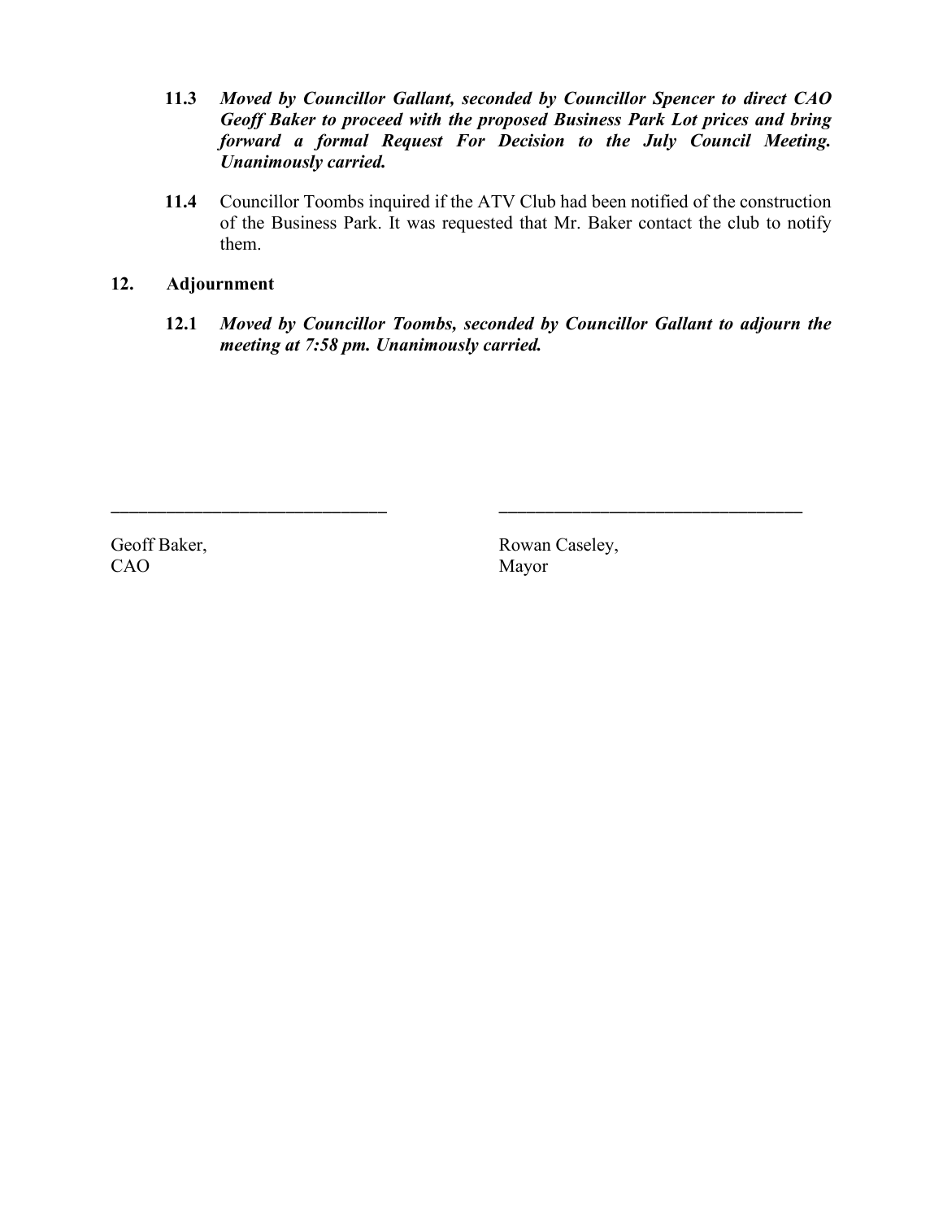**11.3** ***Moved by Councillor Gallant, seconded by Councillor Spencer to direct CAO Geoff Baker to proceed with the proposed Business Park Lot prices and bring forward a formal Request For Decision to the July Council Meeting. Unanimously carried.***

**11.4** Councillor Toombs inquired if the ATV Club had been notified of the construction of the Business Park. It was requested that Mr. Baker contact the club to notify them.

## 12. Adjournment

**12.1** ***Moved by Councillor Toombs, seconded by Councillor Gallant to adjourn the meeting at 7:58 pm. Unanimously carried.***

\_\_\_\_\_\_\_\_\_\_\_\_\_\_\_\_\_\_\_\_\_\_\_\_\_\_\_\_\_\_

Geoff Baker,
CAO

\_\_\_\_\_\_\_\_\_\_\_\_\_\_\_\_\_\_\_\_\_\_\_\_\_\_\_\_\_\_

Rowan Caseley,
Mayor